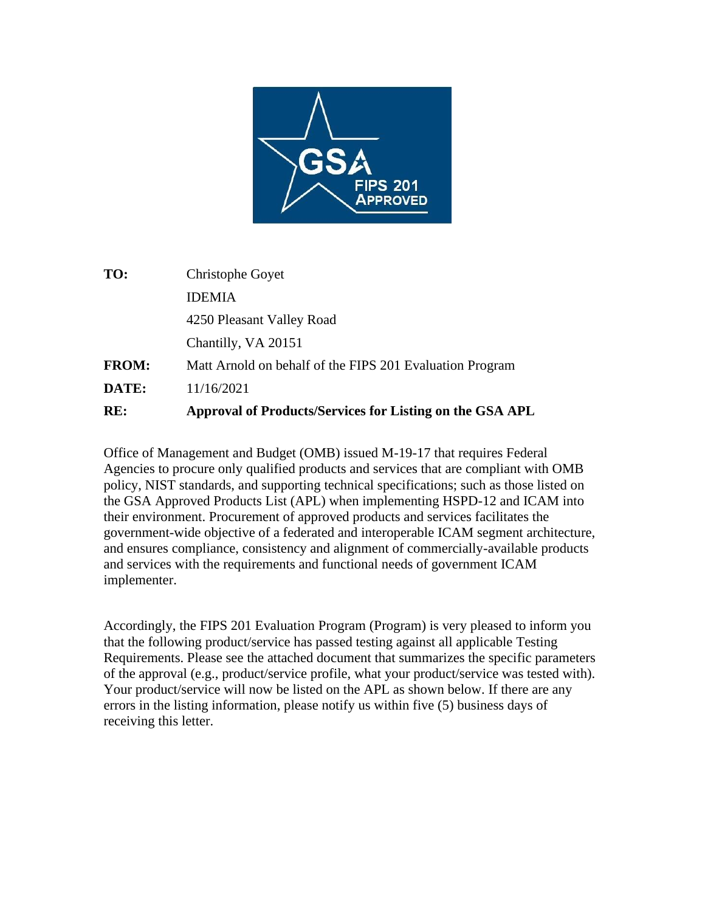| | |
|---|---|
| **TO:** | Christophe Goyet |
| | IDEMIA |
| | 4250 Pleasant Valley Road |
| | Chantilly, VA 20151 |
| **FROM:** | Matt Arnold on behalf of the FIPS 201 Evaluation Program |
| **DATE:** | 11/16/2021 |
| **RE:** | **Approval of Products/Services for Listing on the GSA APL** |

Office of Management and Budget (OMB) issued M-19-17 that requires Federal Agencies to procure only qualified products and services that are compliant with OMB policy, NIST standards, and supporting technical specifications; such as those listed on the GSA Approved Products List (APL) when implementing HSPD-12 and ICAM into their environment. Procurement of approved products and services facilitates the government-wide objective of a federated and interoperable ICAM segment architecture, and ensures compliance, consistency and alignment of commercially-available products and services with the requirements and functional needs of government ICAM implementer.

Accordingly, the FIPS 201 Evaluation Program (Program) is very pleased to inform you that the following product/service has passed testing against all applicable Testing Requirements. Please see the attached document that summarizes the specific parameters of the approval (e.g., product/service profile, what your product/service was tested with). Your product/service will now be listed on the APL as shown below. If there are any errors in the listing information, please notify us within five (5) business days of receiving this letter.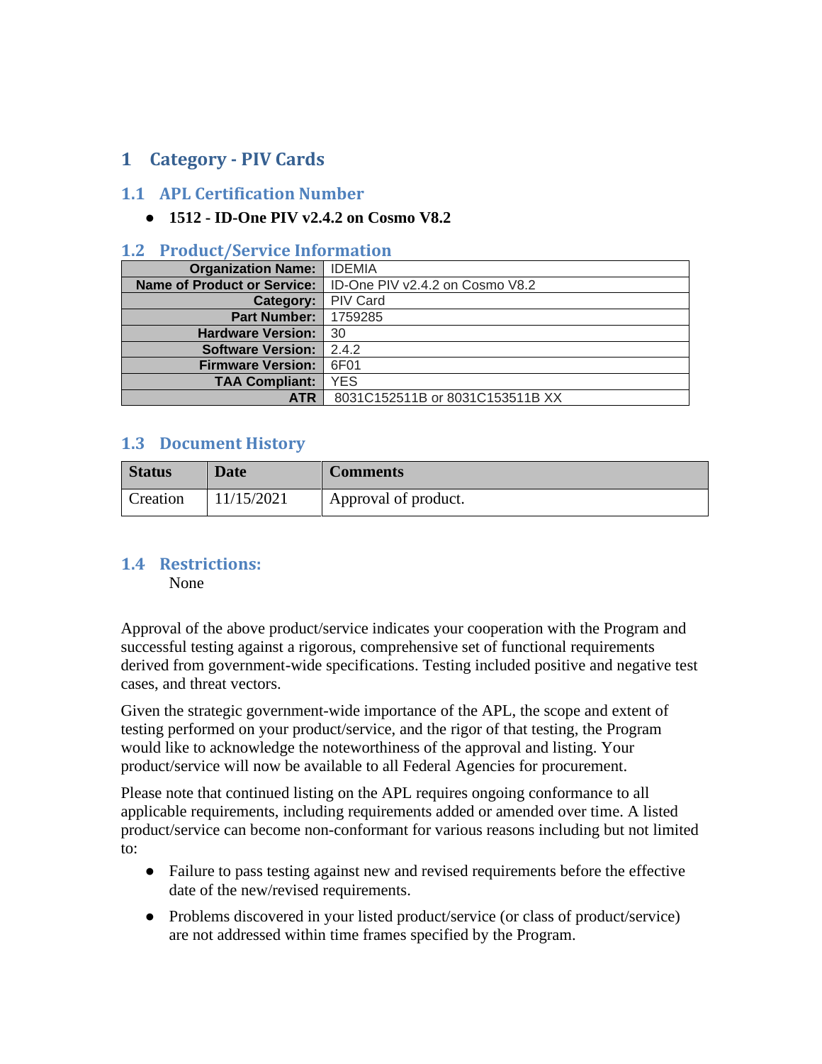# 1 Category - PIV Cards

## 1.1 APL Certification Number

- **1512 - ID-One PIV v2.4.2 on Cosmo V8.2**

## 1.2 Product/Service Information

| | |
|---:|---|
| **Organization Name:** | IDEMIA |
| **Name of Product or Service:** | ID-One PIV v2.4.2 on Cosmo V8.2 |
| **Category:** | PIV Card |
| **Part Number:** | 1759285 |
| **Hardware Version:** | 30 |
| **Software Version:** | 2.4.2 |
| **Firmware Version:** | 6F01 |
| **TAA Compliant:** | YES |
| **ATR** | 8031C152511B or 8031C153511B XX |

## 1.3 Document History

| Status | Date | Comments |
|---|---|---|
| Creation | 11/15/2021 | Approval of product. |

## 1.4 Restrictions:

None

Approval of the above product/service indicates your cooperation with the Program and successful testing against a rigorous, comprehensive set of functional requirements derived from government-wide specifications. Testing included positive and negative test cases, and threat vectors.

Given the strategic government-wide importance of the APL, the scope and extent of testing performed on your product/service, and the rigor of that testing, the Program would like to acknowledge the noteworthiness of the approval and listing. Your product/service will now be available to all Federal Agencies for procurement.

Please note that continued listing on the APL requires ongoing conformance to all applicable requirements, including requirements added or amended over time. A listed product/service can become non-conformant for various reasons including but not limited to:

- Failure to pass testing against new and revised requirements before the effective date of the new/revised requirements.
- Problems discovered in your listed product/service (or class of product/service) are not addressed within time frames specified by the Program.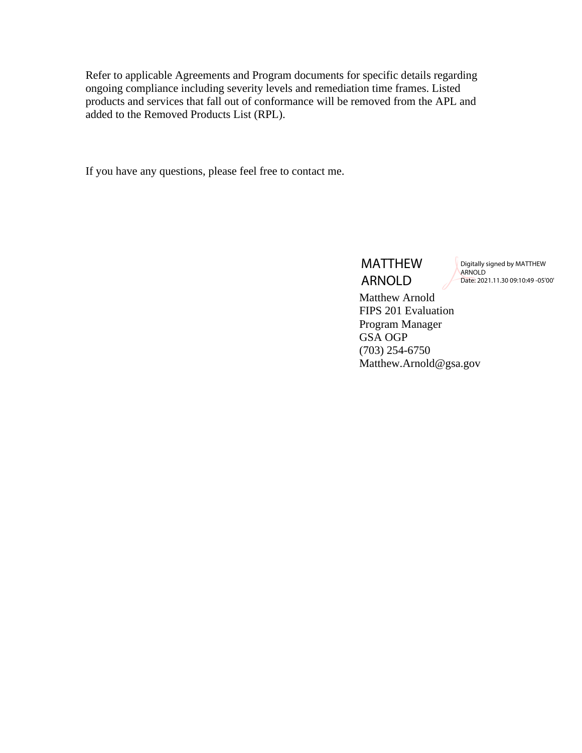Refer to applicable Agreements and Program documents for specific details regarding ongoing compliance including severity levels and remediation time frames. Listed products and services that fall out of conformance will be removed from the APL and added to the Removed Products List (RPL).

If you have any questions, please feel free to contact me.

MATTHEW ARNOLD

Digitally signed by MATTHEW ARNOLD
Date: 2021.11.30 09:10:49 -05'00'

Matthew Arnold
FIPS 201 Evaluation Program Manager
GSA OGP
(703) 254-6750
Matthew.Arnold@gsa.gov